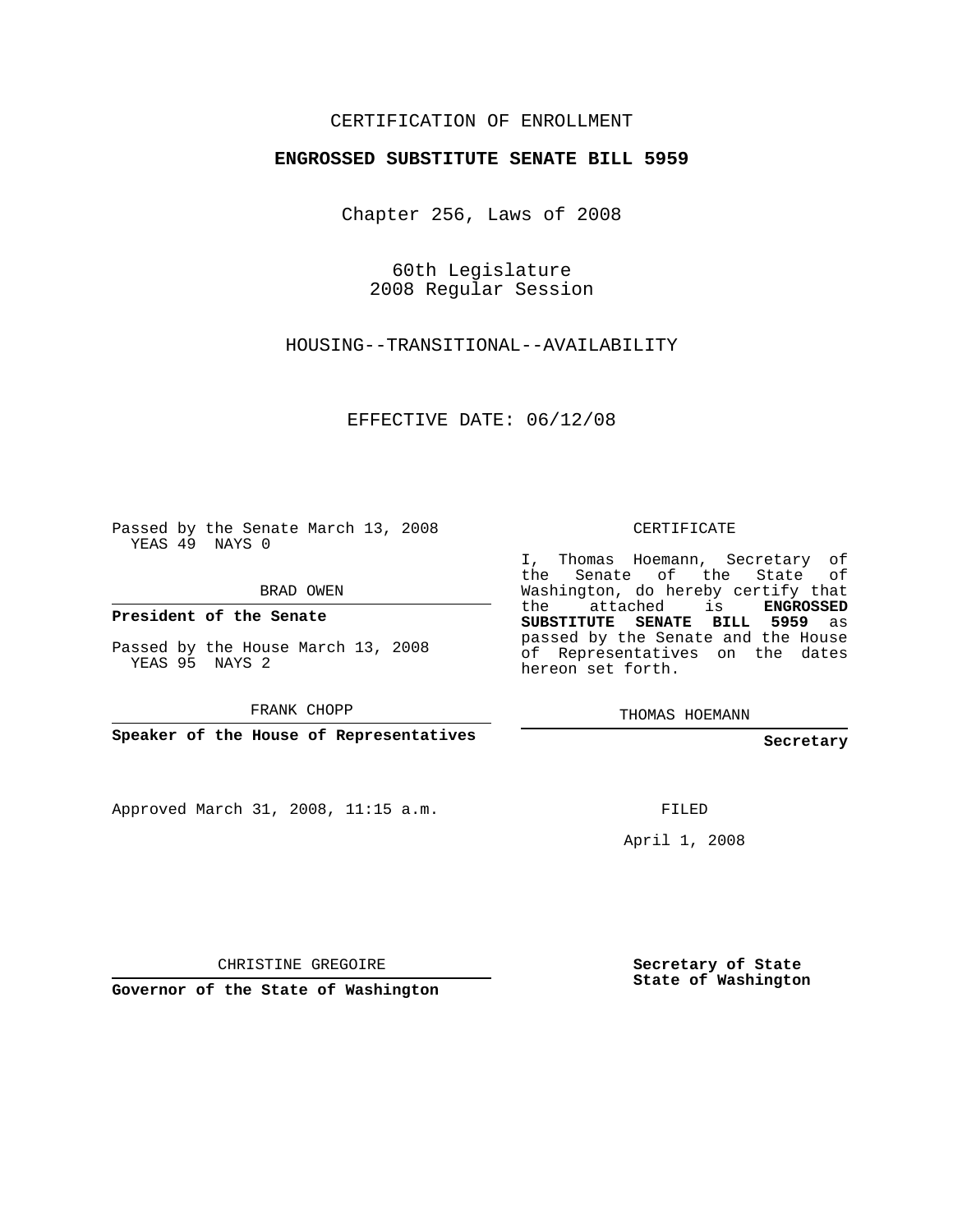CERTIFICATION OF ENROLLMENT

**ENGROSSED SUBSTITUTE SENATE BILL 5959**

Chapter 256, Laws of 2008

60th Legislature
2008 Regular Session

HOUSING--TRANSITIONAL--AVAILABILITY

EFFECTIVE DATE: 06/12/08

Passed by the Senate March 13, 2008
YEAS 49 NAYS 0

BRAD OWEN

**President of the Senate**

Passed by the House March 13, 2008
YEAS 95 NAYS 2

FRANK CHOPP

**Speaker of the House of Representatives**

CERTIFICATE

I, Thomas Hoemann, Secretary of the Senate of the State of Washington, do hereby certify that the attached is **ENGROSSED SUBSTITUTE SENATE BILL 5959** as passed by the Senate and the House of Representatives on the dates hereon set forth.

THOMAS HOEMANN

**Secretary**

Approved March 31, 2008, 11:15 a.m.

FILED

April 1, 2008

CHRISTINE GREGOIRE

**Governor of the State of Washington**

**Secretary of State**
**State of Washington**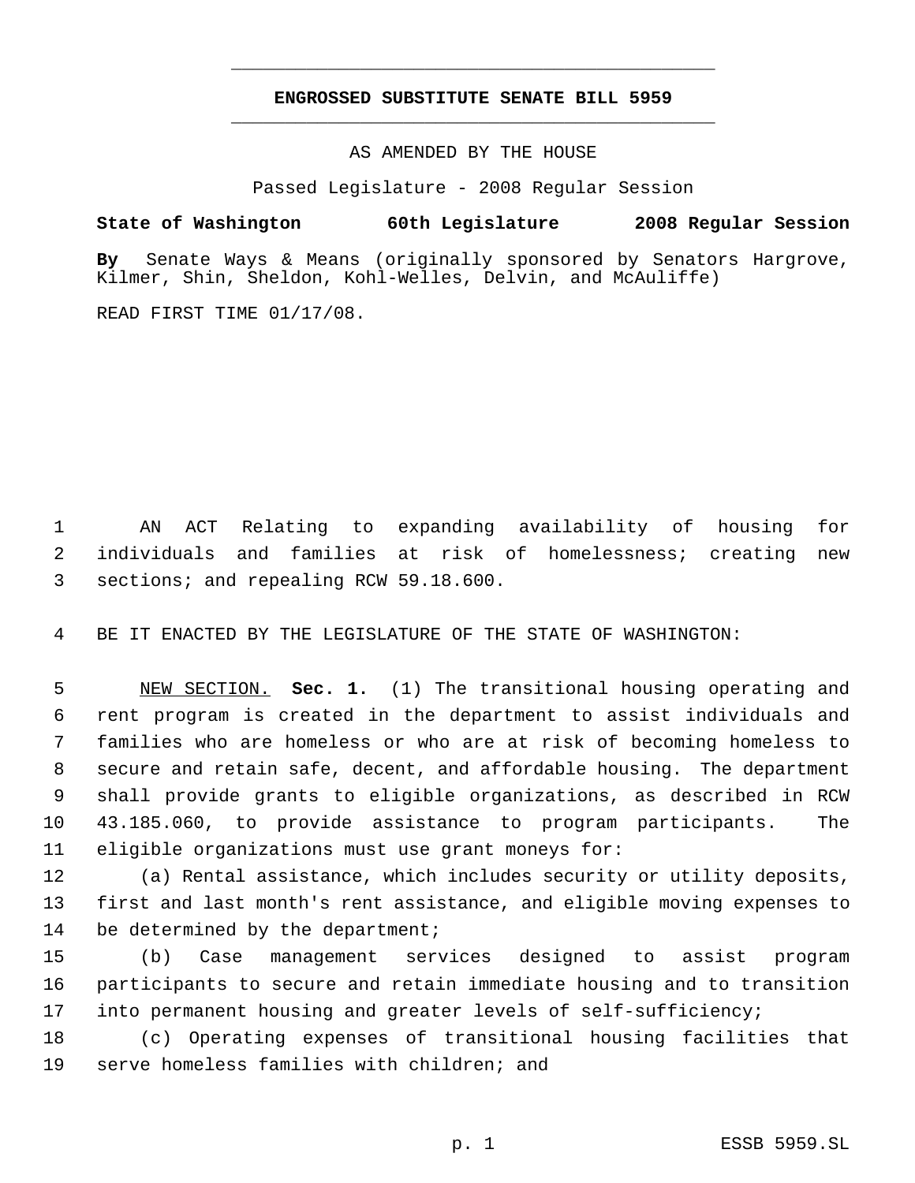# ENGROSSED SUBSTITUTE SENATE BILL 5959

AS AMENDED BY THE HOUSE

Passed Legislature - 2008 Regular Session

**State of Washington 60th Legislature 2008 Regular Session**

**By** Senate Ways & Means (originally sponsored by Senators Hargrove, Kilmer, Shin, Sheldon, Kohl-Welles, Delvin, and McAuliffe)

READ FIRST TIME 01/17/08.

AN ACT Relating to expanding availability of housing for individuals and families at risk of homelessness; creating new sections; and repealing RCW 59.18.600.

BE IT ENACTED BY THE LEGISLATURE OF THE STATE OF WASHINGTON:

NEW SECTION. **Sec. 1.** (1) The transitional housing operating and rent program is created in the department to assist individuals and families who are homeless or who are at risk of becoming homeless to secure and retain safe, decent, and affordable housing. The department shall provide grants to eligible organizations, as described in RCW 43.185.060, to provide assistance to program participants. The eligible organizations must use grant moneys for:

(a) Rental assistance, which includes security or utility deposits, first and last month's rent assistance, and eligible moving expenses to be determined by the department;

(b) Case management services designed to assist program participants to secure and retain immediate housing and to transition into permanent housing and greater levels of self-sufficiency;

(c) Operating expenses of transitional housing facilities that serve homeless families with children; and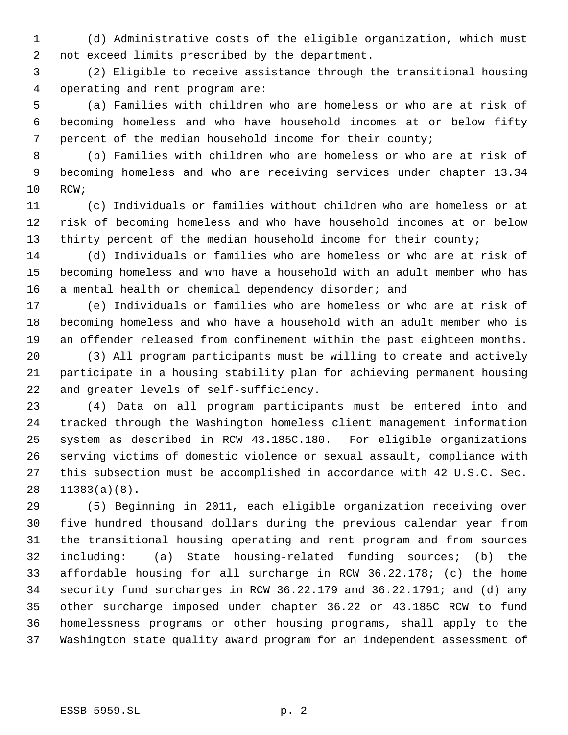(d) Administrative costs of the eligible organization, which must not exceed limits prescribed by the department.

(2) Eligible to receive assistance through the transitional housing operating and rent program are:

(a) Families with children who are homeless or who are at risk of becoming homeless and who have household incomes at or below fifty percent of the median household income for their county;

(b) Families with children who are homeless or who are at risk of becoming homeless and who are receiving services under chapter 13.34 RCW;

(c) Individuals or families without children who are homeless or at risk of becoming homeless and who have household incomes at or below thirty percent of the median household income for their county;

(d) Individuals or families who are homeless or who are at risk of becoming homeless and who have a household with an adult member who has a mental health or chemical dependency disorder; and

(e) Individuals or families who are homeless or who are at risk of becoming homeless and who have a household with an adult member who is an offender released from confinement within the past eighteen months.

(3) All program participants must be willing to create and actively participate in a housing stability plan for achieving permanent housing and greater levels of self-sufficiency.

(4) Data on all program participants must be entered into and tracked through the Washington homeless client management information system as described in RCW 43.185C.180. For eligible organizations serving victims of domestic violence or sexual assault, compliance with this subsection must be accomplished in accordance with 42 U.S.C. Sec. 11383(a)(8).

(5) Beginning in 2011, each eligible organization receiving over five hundred thousand dollars during the previous calendar year from the transitional housing operating and rent program and from sources including: (a) State housing-related funding sources; (b) the affordable housing for all surcharge in RCW 36.22.178; (c) the home security fund surcharges in RCW 36.22.179 and 36.22.1791; and (d) any other surcharge imposed under chapter 36.22 or 43.185C RCW to fund homelessness programs or other housing programs, shall apply to the Washington state quality award program for an independent assessment of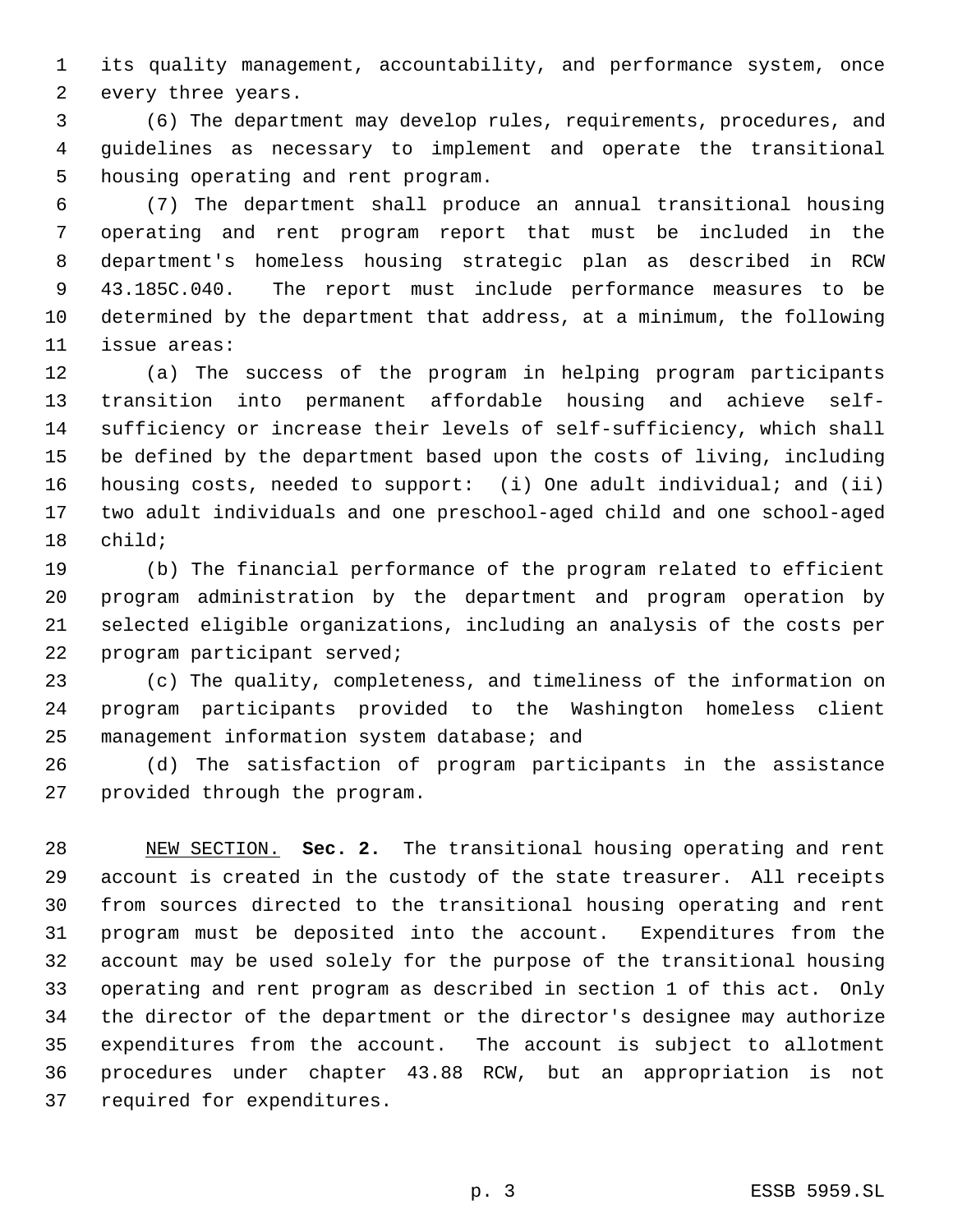its quality management, accountability, and performance system, once every three years.

(6) The department may develop rules, requirements, procedures, and guidelines as necessary to implement and operate the transitional housing operating and rent program.

(7) The department shall produce an annual transitional housing operating and rent program report that must be included in the department's homeless housing strategic plan as described in RCW 43.185C.040. The report must include performance measures to be determined by the department that address, at a minimum, the following issue areas:

(a) The success of the program in helping program participants transition into permanent affordable housing and achieve self-sufficiency or increase their levels of self-sufficiency, which shall be defined by the department based upon the costs of living, including housing costs, needed to support: (i) One adult individual; and (ii) two adult individuals and one preschool-aged child and one school-aged child;

(b) The financial performance of the program related to efficient program administration by the department and program operation by selected eligible organizations, including an analysis of the costs per program participant served;

(c) The quality, completeness, and timeliness of the information on program participants provided to the Washington homeless client management information system database; and

(d) The satisfaction of program participants in the assistance provided through the program.

NEW SECTION. **Sec. 2.** The transitional housing operating and rent account is created in the custody of the state treasurer. All receipts from sources directed to the transitional housing operating and rent program must be deposited into the account. Expenditures from the account may be used solely for the purpose of the transitional housing operating and rent program as described in section 1 of this act. Only the director of the department or the director's designee may authorize expenditures from the account. The account is subject to allotment procedures under chapter 43.88 RCW, but an appropriation is not required for expenditures.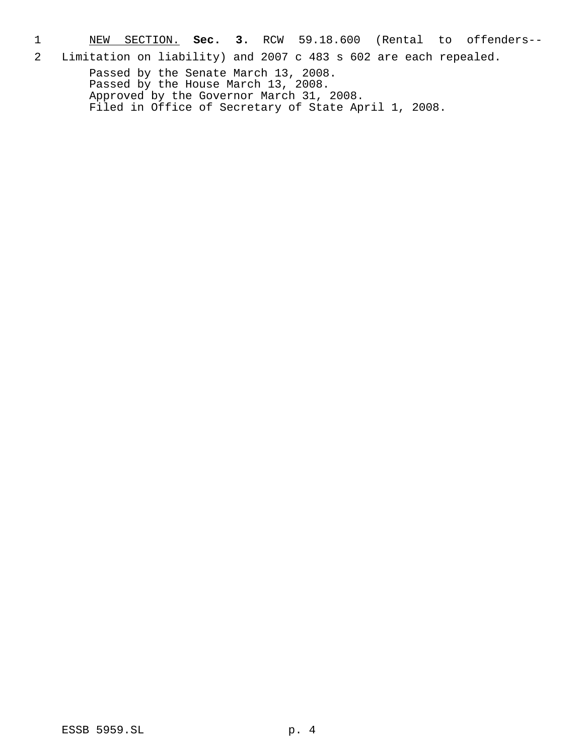NEW SECTION. **Sec. 3.** RCW 59.18.600 (Rental to offenders--Limitation on liability) and 2007 c 483 s 602 are each repealed.

Passed by the Senate March 13, 2008.
Passed by the House March 13, 2008.
Approved by the Governor March 31, 2008.
Filed in Office of Secretary of State April 1, 2008.